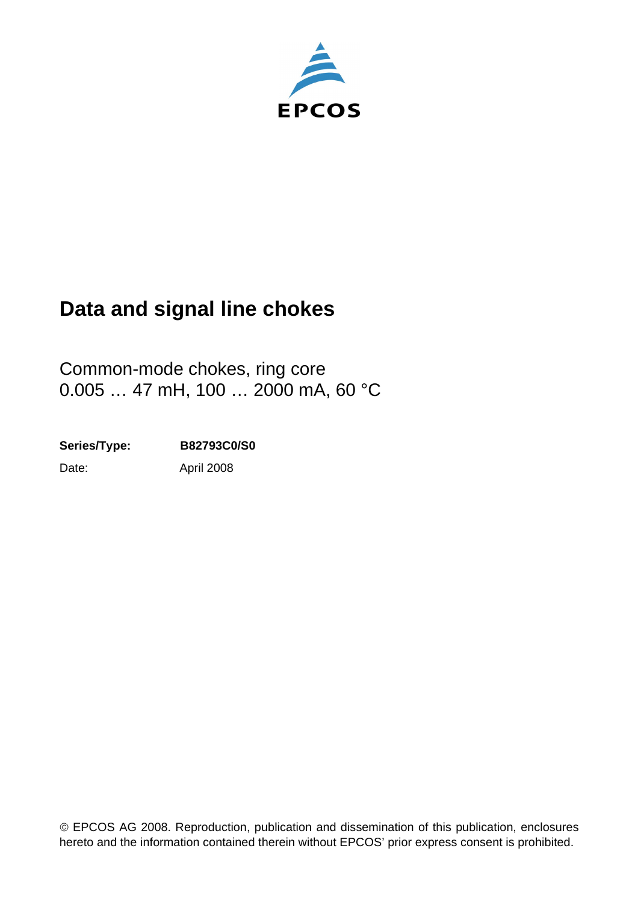EPCOS

# Data and signal line chokes

Common-mode chokes, ring core
0.005 … 47 mH, 100 … 2000 mA, 60 °C

**Series/Type:** **B82793C0/S0**

Date: April 2008

© EPCOS AG 2008. Reproduction, publication and dissemination of this publication, enclosures hereto and the information contained therein without EPCOS' prior express consent is prohibited.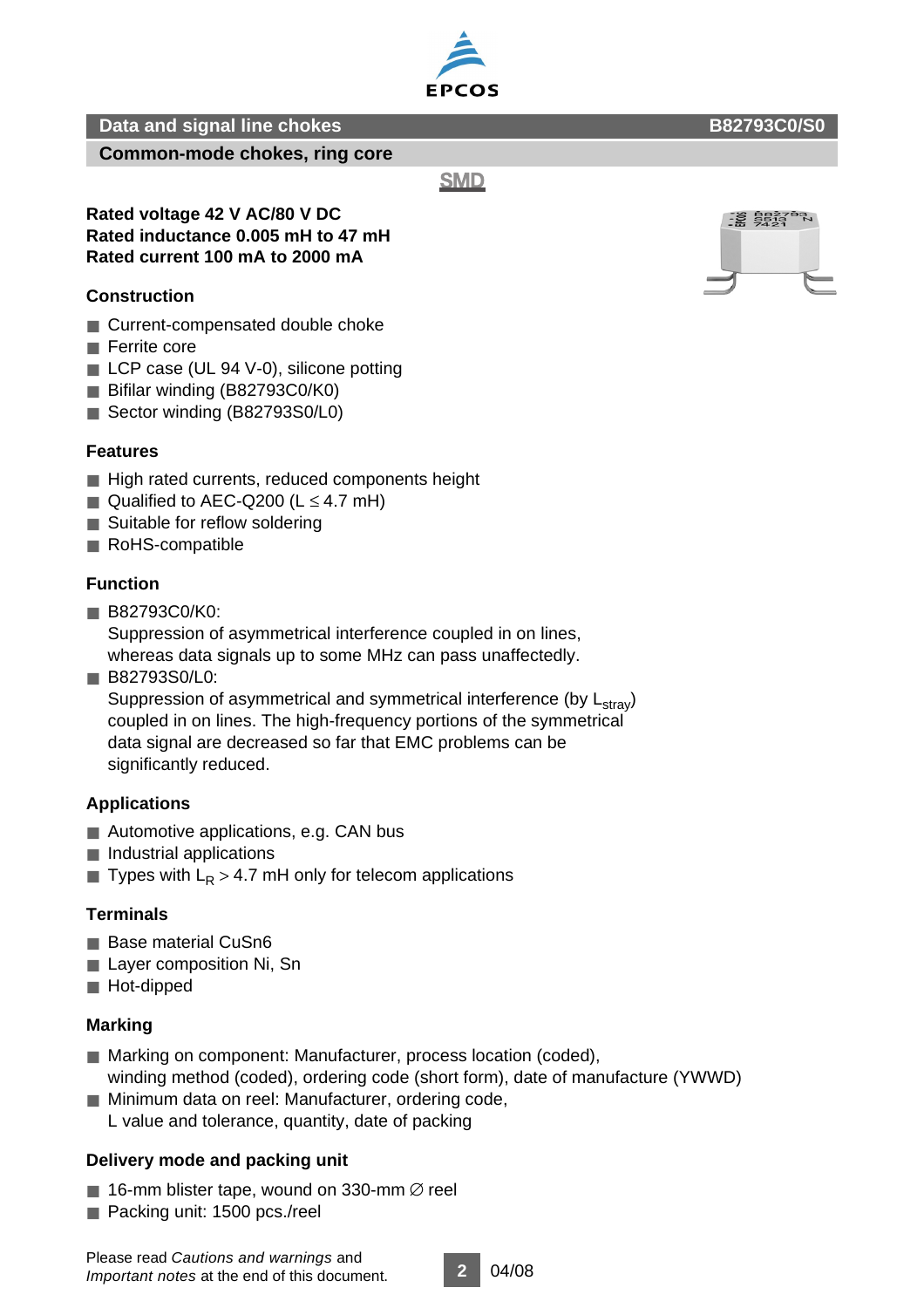# Data and signal line chokes — B82793C0/S0

## Common-mode chokes, ring core

SMD

**Rated voltage 42 V AC/80 V DC**
**Rated inductance 0.005 mH to 47 mH**
**Rated current 100 mA to 2000 mA**

### Construction

- Current-compensated double choke
- Ferrite core
- LCP case (UL 94 V-0), silicone potting
- Bifilar winding (B82793C0/K0)
- Sector winding (B82793S0/L0)

### Features

- High rated currents, reduced components height
- Qualified to AEC-Q200 ($L \leq 4.7$ mH)
- Suitable for reflow soldering
- RoHS-compatible

### Function

- B82793C0/K0:
  Suppression of asymmetrical interference coupled in on lines, whereas data signals up to some MHz can pass unaffectedly.
- B82793S0/L0:
  Suppression of asymmetrical and symmetrical interference (by $L_{stray}$) coupled in on lines. The high-frequency portions of the symmetrical data signal are decreased so far that EMC problems can be significantly reduced.

### Applications

- Automotive applications, e.g. CAN bus
- Industrial applications
- Types with $L_R > 4.7$ mH only for telecom applications

### Terminals

- Base material CuSn6
- Layer composition Ni, Sn
- Hot-dipped

### Marking

- Marking on component: Manufacturer, process location (coded), winding method (coded), ordering code (short form), date of manufacture (YWWD)
- Minimum data on reel: Manufacturer, ordering code, L value and tolerance, quantity, date of packing

### Delivery mode and packing unit

- 16-mm blister tape, wound on 330-mm ∅ reel
- Packing unit: 1500 pcs./reel

Please read *Cautions and warnings* and *Important notes* at the end of this document.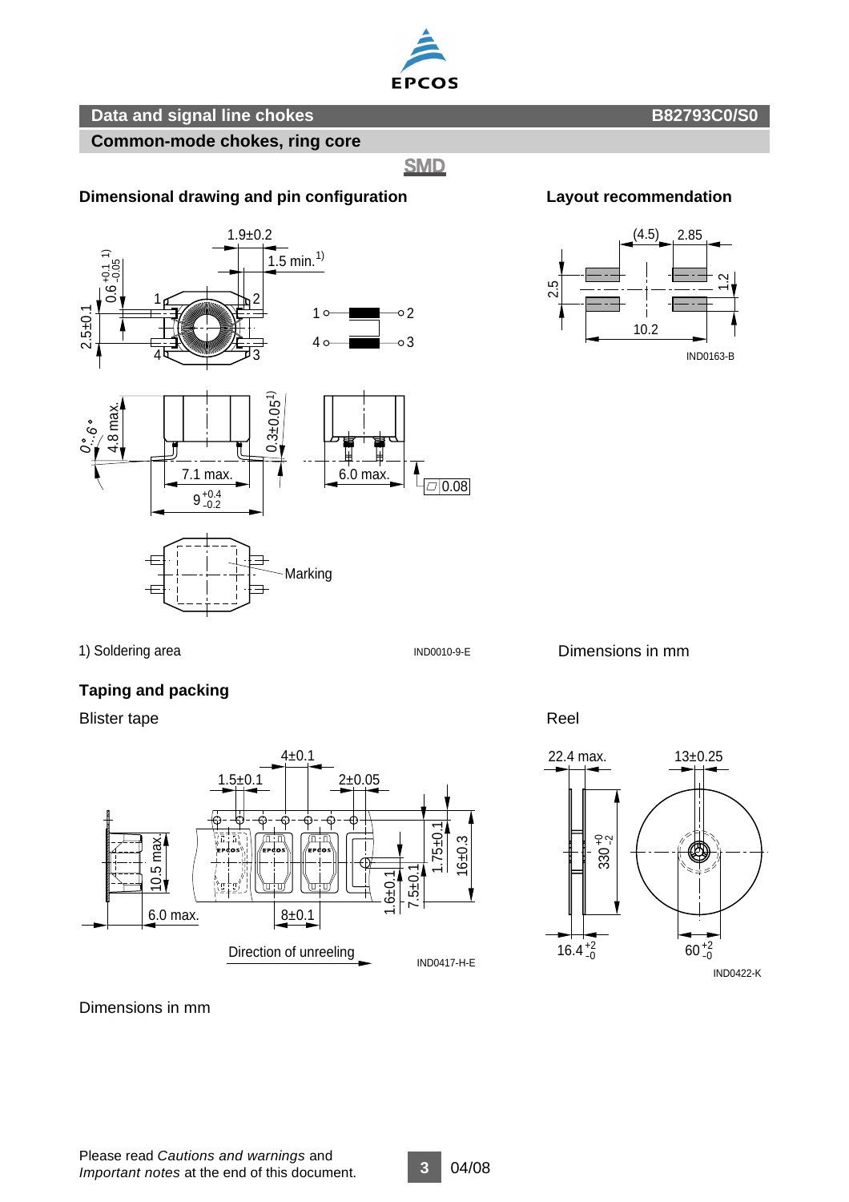## Data and signal line chokes

**B82793C0/S0**

### Common-mode chokes, ring core

SMD

### Dimensional drawing and pin configuration

1) Soldering area

IND0010-9-E

### Layout recommendation

IND0163-B

Dimensions in mm

### Taping and packing

Blister tape

IND0417-H-E

Reel

IND0422-K

Dimensions in mm

Please read *Cautions and warnings* and *Important notes* at the end of this document.

04/08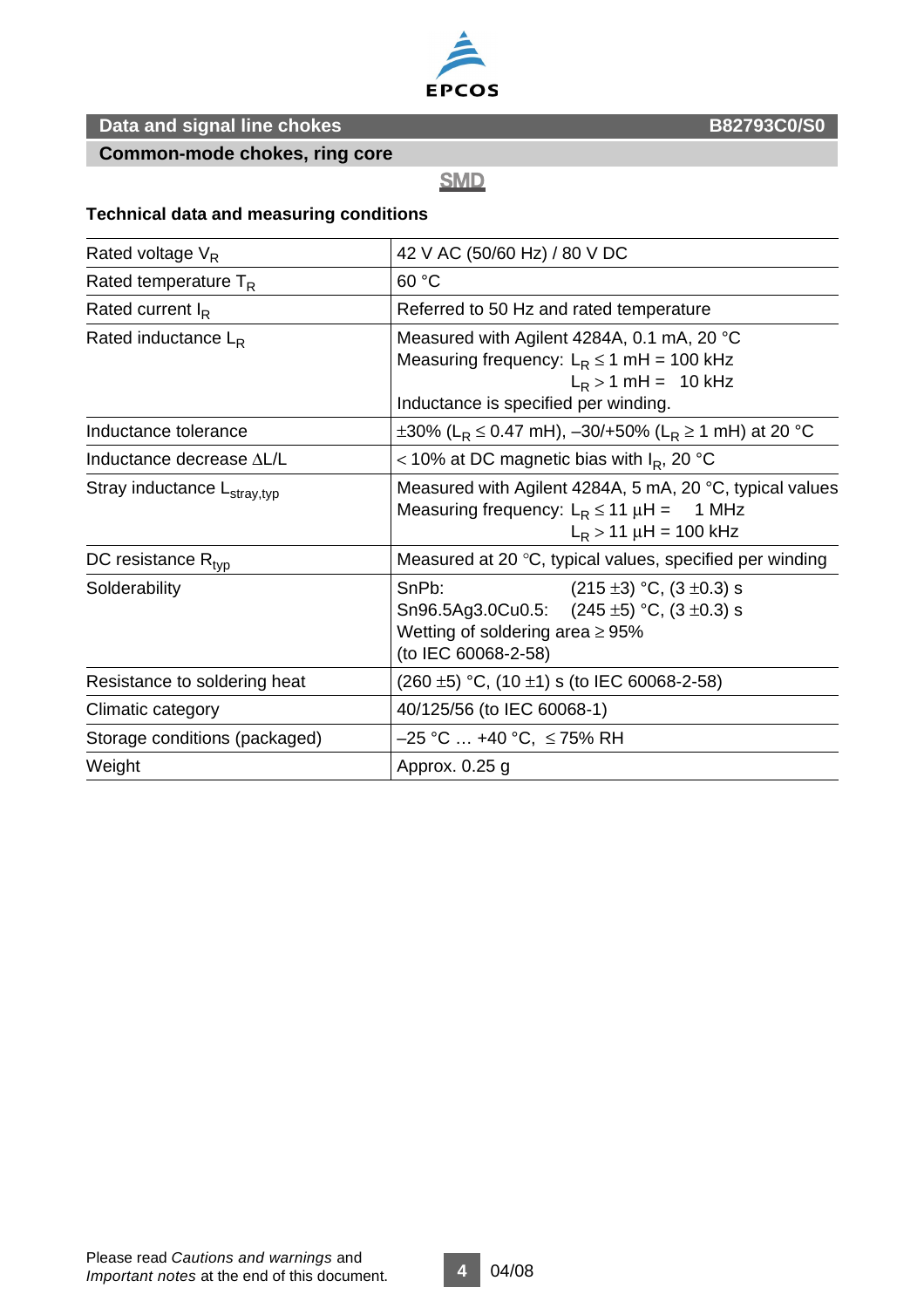# Data and signal line chokes

**B82793C0/S0**

## Common-mode chokes, ring core

SMD

### Technical data and measuring conditions

| | |
|---|---|
| Rated voltage $V_R$ | 42 V AC (50/60 Hz) / 80 V DC |
| Rated temperature $T_R$ | 60 °C |
| Rated current $I_R$ | Referred to 50 Hz and rated temperature |
| Rated inductance $L_R$ | Measured with Agilent 4284A, 0.1 mA, 20 °C<br>Measuring frequency: $L_R \leq 1$ mH = 100 kHz<br>$L_R > 1$ mH = 10 kHz<br>Inductance is specified per winding. |
| Inductance tolerance | ±30% ($L_R \leq 0.47$ mH), –30/+50% ($L_R \geq 1$ mH) at 20 °C |
| Inductance decrease ΔL/L | < 10% at DC magnetic bias with $I_R$, 20 °C |
| Stray inductance $L_{stray,typ}$ | Measured with Agilent 4284A, 5 mA, 20 °C, typical values<br>Measuring frequency: $L_R \leq 11$ µH = 1 MHz<br>$L_R > 11$ µH = 100 kHz |
| DC resistance $R_{typ}$ | Measured at 20 °C, typical values, specified per winding |
| Solderability | SnPb: (215 ±3) °C, (3 ±0.3) s<br>Sn96.5Ag3.0Cu0.5: (245 ±5) °C, (3 ±0.3) s<br>Wetting of soldering area ≥ 95%<br>(to IEC 60068-2-58) |
| Resistance to soldering heat | (260 ±5) °C, (10 ±1) s (to IEC 60068-2-58) |
| Climatic category | 40/125/56 (to IEC 60068-1) |
| Storage conditions (packaged) | –25 °C … +40 °C, ≤ 75% RH |
| Weight | Approx. 0.25 g |

Please read *Cautions and warnings* and *Important notes* at the end of this document.

04/08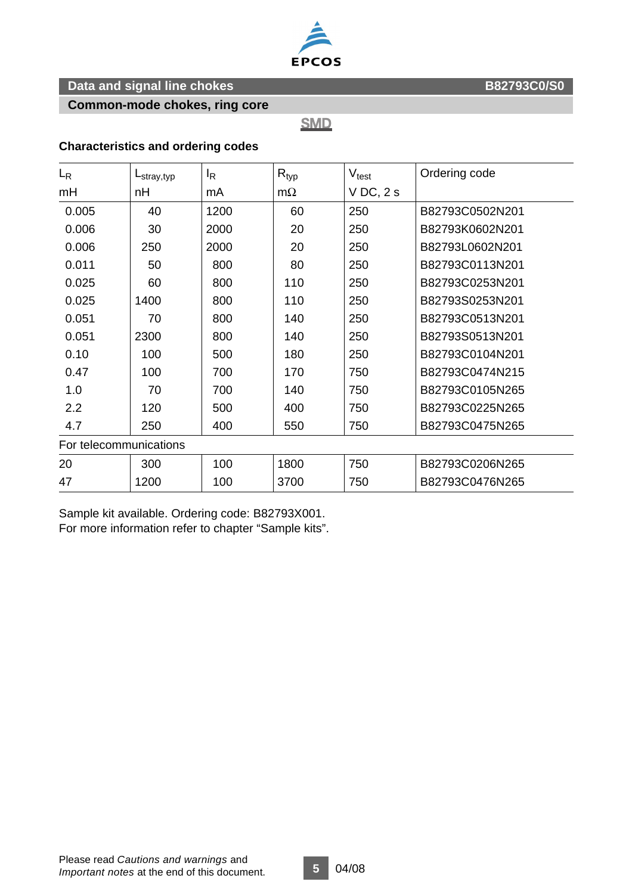## Data and signal line chokes

**B82793C0/S0**

### Common-mode chokes, ring core

SMD

### Characteristics and ordering codes

| $L_R$ mH | $L_{stray,typ}$ nH | $I_R$ mA | $R_{typ}$ mΩ | $V_{test}$ V DC, 2 s | Ordering code |
|---|---|---|---|---|---|
| 0.005 | 40 | 1200 | 60 | 250 | B82793C0502N201 |
| 0.006 | 30 | 2000 | 20 | 250 | B82793K0602N201 |
| 0.006 | 250 | 2000 | 20 | 250 | B82793L0602N201 |
| 0.011 | 50 | 800 | 80 | 250 | B82793C0113N201 |
| 0.025 | 60 | 800 | 110 | 250 | B82793C0253N201 |
| 0.025 | 1400 | 800 | 110 | 250 | B82793S0253N201 |
| 0.051 | 70 | 800 | 140 | 250 | B82793C0513N201 |
| 0.051 | 2300 | 800 | 140 | 250 | B82793S0513N201 |
| 0.10 | 100 | 500 | 180 | 250 | B82793C0104N201 |
| 0.47 | 100 | 700 | 170 | 750 | B82793C0474N215 |
| 1.0 | 70 | 700 | 140 | 750 | B82793C0105N265 |
| 2.2 | 120 | 500 | 400 | 750 | B82793C0225N265 |
| 4.7 | 250 | 400 | 550 | 750 | B82793C0475N265 |
| For telecommunications | | | | | |
| 20 | 300 | 100 | 1800 | 750 | B82793C0206N265 |
| 47 | 1200 | 100 | 3700 | 750 | B82793C0476N265 |

Sample kit available. Ordering code: B82793X001.
For more information refer to chapter "Sample kits".

Please read *Cautions and warnings* and *Important notes* at the end of this document.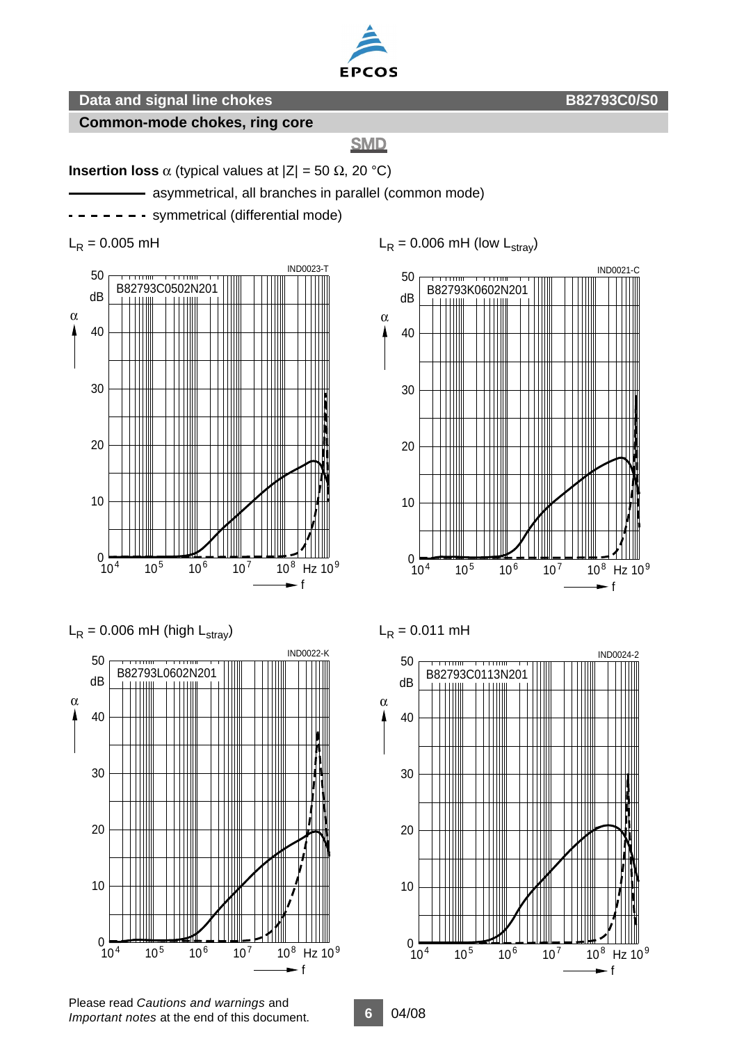**Common-mode chokes, ring core**

SMD

**Insertion loss** α (typical values at |Z| = 50 Ω, 20 °C)

——— asymmetrical, all branches in parallel (common mode)

- - - - - - symmetrical (differential mode)

$L_R$ = 0.005 mH

B82793C0502N201

$L_R$ = 0.006 mH (low $L_{stray}$)

B82793K0602N201

$L_R$ = 0.006 mH (high $L_{stray}$)

B82793L0602N201

$L_R$ = 0.011 mH

B82793C0113N201

Please read *Cautions and warnings* and *Important notes* at the end of this document.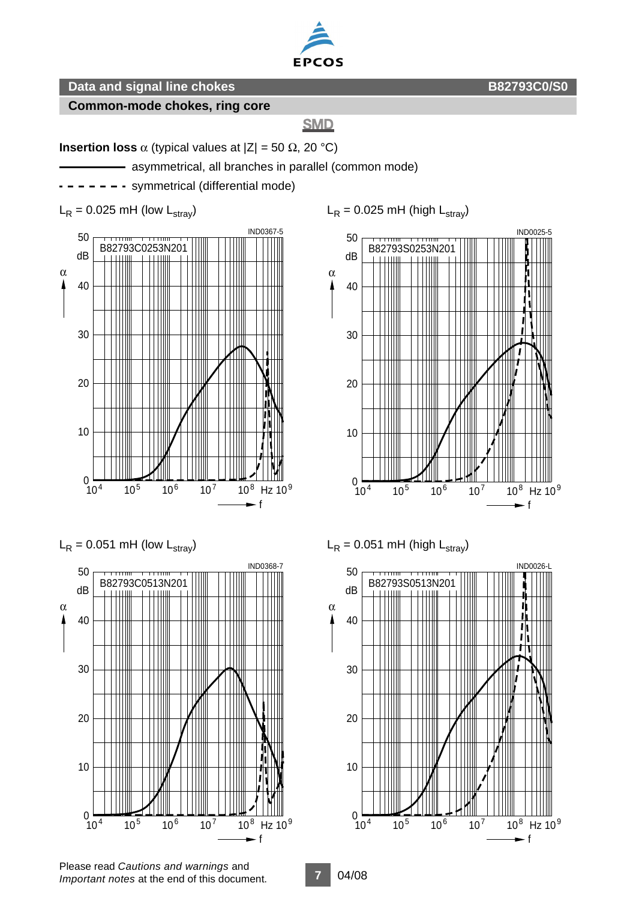## Data and signal line chokes

## Common-mode chokes, ring core

**B82793C0/S0**

**SMD**

**Insertion loss** $\alpha$ (typical values at $|Z| = 50\ \Omega$, 20 °C)

——— asymmetrical, all branches in parallel (common mode)

- - - - - - - symmetrical (differential mode)

$L_R$ = 0.025 mH (low $L_{stray}$)

B82793C0253N201

$L_R$ = 0.025 mH (high $L_{stray}$)

B82793S0253N201

$L_R$ = 0.051 mH (low $L_{stray}$)

B82793C0513N201

$L_R$ = 0.051 mH (high $L_{stray}$)

B82793S0513N201

Please read *Cautions and warnings* and *Important notes* at the end of this document.

04/08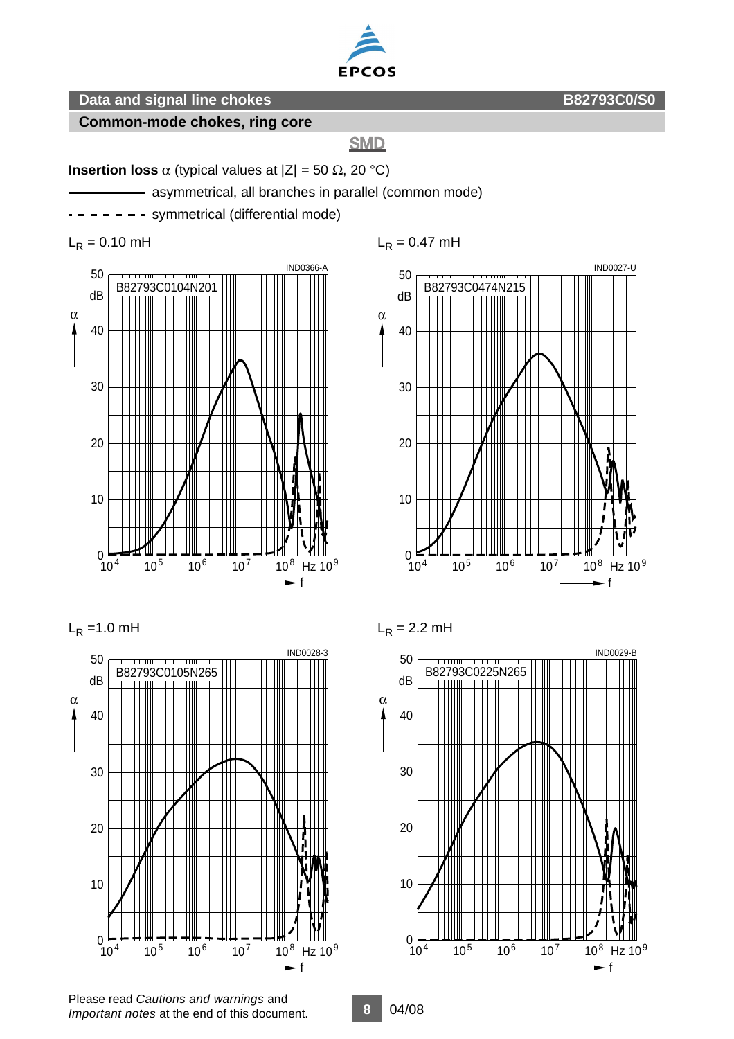Data and signal line chokes **B82793C0/S0**

**Common-mode chokes, ring core**

**SMD**

**Insertion loss** α (typical values at |Z| = 50 Ω, 20 °C)

——— asymmetrical, all branches in parallel (common mode)

- - - - - - - symmetrical (differential mode)

$L_R$ = 0.10 mH

B82793C0104N201

IND0366-A

$L_R$ = 0.47 mH

B82793C0474N215

IND0027-U

$L_R$ =1.0 mH

B82793C0105N265

IND0028-3

$L_R$ = 2.2 mH

B82793C0225N265

IND0029-B

Please read *Cautions and warnings* and *Important notes* at the end of this document.

04/08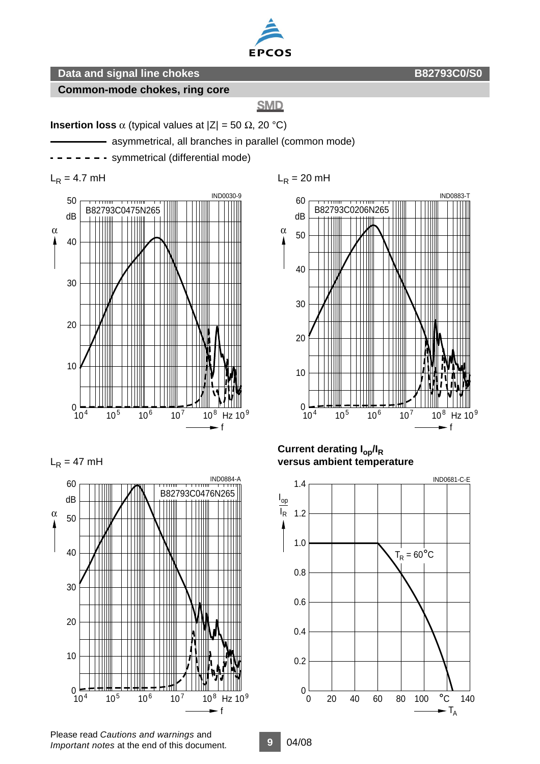**Data and signal line chokes**

**Common-mode chokes, ring core**

**SMD**

**Insertion loss** α (typical values at |Z| = 50 Ω, 20 °C)

——— asymmetrical, all branches in parallel (common mode)

- - - - - - symmetrical (differential mode)

$L_R$ = 4.7 mH

IND0030-9

B82793C0475N265

$L_R$ = 20 mH

IND0883-T

B82793C0206N265

$L_R$ = 47 mH

IND0884-A

B82793C0476N265

**Current derating $I_{op}/I_R$ versus ambient temperature**

IND0681-C-E

$T_R$ = 60°C

Please read *Cautions and warnings* and *Important notes* at the end of this document.

04/08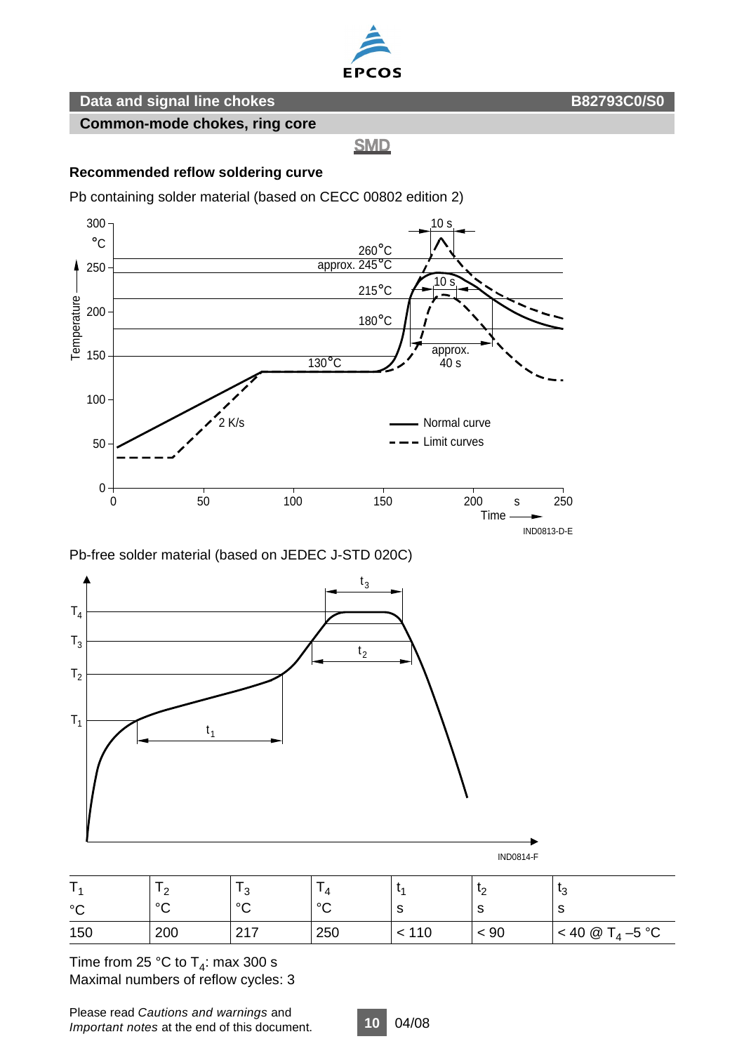## Recommended reflow soldering curve

Pb containing solder material (based on CECC 00802 edition 2)

Pb-free solder material (based on JEDEC J-STD 020C)

| $T_1$ °C | $T_2$ °C | $T_3$ °C | $T_4$ °C | $t_1$ s | $t_2$ s | $t_3$ s |
|---|---|---|---|---|---|---|
| 150 | 200 | 217 | 250 | < 110 | < 90 | < 40 @ $T_4$ –5 °C |

Time from 25 °C to $T_4$: max 300 s
Maximal numbers of reflow cycles: 3

Please read *Cautions and warnings* and *Important notes* at the end of this document.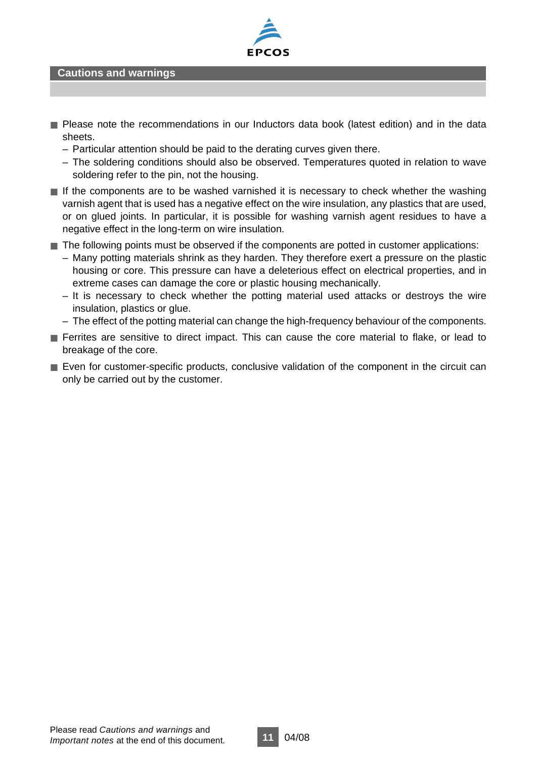## Cautions and warnings

- Please note the recommendations in our Inductors data book (latest edition) and in the data sheets.
  - Particular attention should be paid to the derating curves given there.
  - The soldering conditions should also be observed. Temperatures quoted in relation to wave soldering refer to the pin, not the housing.
- If the components are to be washed varnished it is necessary to check whether the washing varnish agent that is used has a negative effect on the wire insulation, any plastics that are used, or on glued joints. In particular, it is possible for washing varnish agent residues to have a negative effect in the long-term on wire insulation.
- The following points must be observed if the components are potted in customer applications:
  - Many potting materials shrink as they harden. They therefore exert a pressure on the plastic housing or core. This pressure can have a deleterious effect on electrical properties, and in extreme cases can damage the core or plastic housing mechanically.
  - It is necessary to check whether the potting material used attacks or destroys the wire insulation, plastics or glue.
  - The effect of the potting material can change the high-frequency behaviour of the components.
- Ferrites are sensitive to direct impact. This can cause the core material to flake, or lead to breakage of the core.
- Even for customer-specific products, conclusive validation of the component in the circuit can only be carried out by the customer.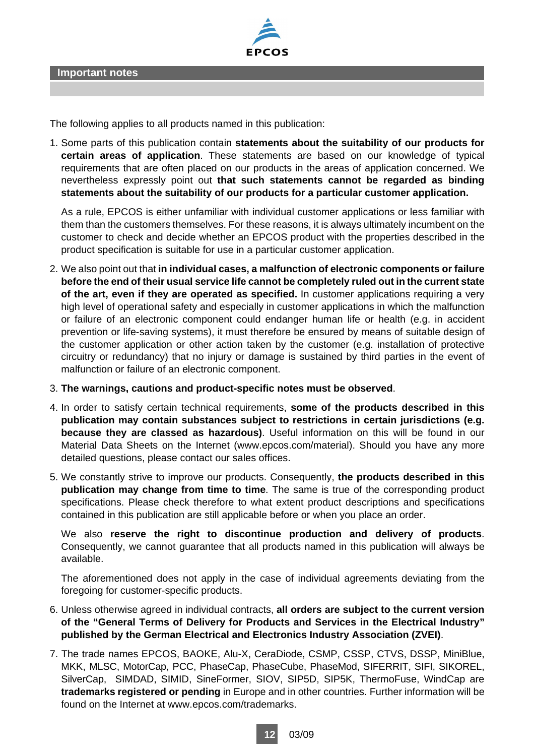## Important notes

The following applies to all products named in this publication:

1. Some parts of this publication contain **statements about the suitability of our products for certain areas of application**. These statements are based on our knowledge of typical requirements that are often placed on our products in the areas of application concerned. We nevertheless expressly point out **that such statements cannot be regarded as binding statements about the suitability of our products for a particular customer application.**

   As a rule, EPCOS is either unfamiliar with individual customer applications or less familiar with them than the customers themselves. For these reasons, it is always ultimately incumbent on the customer to check and decide whether an EPCOS product with the properties described in the product specification is suitable for use in a particular customer application.

2. We also point out that **in individual cases, a malfunction of electronic components or failure before the end of their usual service life cannot be completely ruled out in the current state of the art, even if they are operated as specified.** In customer applications requiring a very high level of operational safety and especially in customer applications in which the malfunction or failure of an electronic component could endanger human life or health (e.g. in accident prevention or life-saving systems), it must therefore be ensured by means of suitable design of the customer application or other action taken by the customer (e.g. installation of protective circuitry or redundancy) that no injury or damage is sustained by third parties in the event of malfunction or failure of an electronic component.

3. **The warnings, cautions and product-specific notes must be observed**.

4. In order to satisfy certain technical requirements, **some of the products described in this publication may contain substances subject to restrictions in certain jurisdictions (e.g. because they are classed as hazardous)**. Useful information on this will be found in our Material Data Sheets on the Internet (www.epcos.com/material). Should you have any more detailed questions, please contact our sales offices.

5. We constantly strive to improve our products. Consequently, **the products described in this publication may change from time to time**. The same is true of the corresponding product specifications. Please check therefore to what extent product descriptions and specifications contained in this publication are still applicable before or when you place an order.

   We also **reserve the right to discontinue production and delivery of products**. Consequently, we cannot guarantee that all products named in this publication will always be available.

   The aforementioned does not apply in the case of individual agreements deviating from the foregoing for customer-specific products.

6. Unless otherwise agreed in individual contracts, **all orders are subject to the current version of the "General Terms of Delivery for Products and Services in the Electrical Industry" published by the German Electrical and Electronics Industry Association (ZVEI)**.

7. The trade names EPCOS, BAOKE, Alu-X, CeraDiode, CSMP, CSSP, CTVS, DSSP, MiniBlue, MKK, MLSC, MotorCap, PCC, PhaseCap, PhaseCube, PhaseMod, SIFERRIT, SIFI, SIKOREL, SilverCap, SIMDAD, SIMID, SineFormer, SIOV, SIP5D, SIP5K, ThermoFuse, WindCap are **trademarks registered or pending** in Europe and in other countries. Further information will be found on the Internet at www.epcos.com/trademarks.